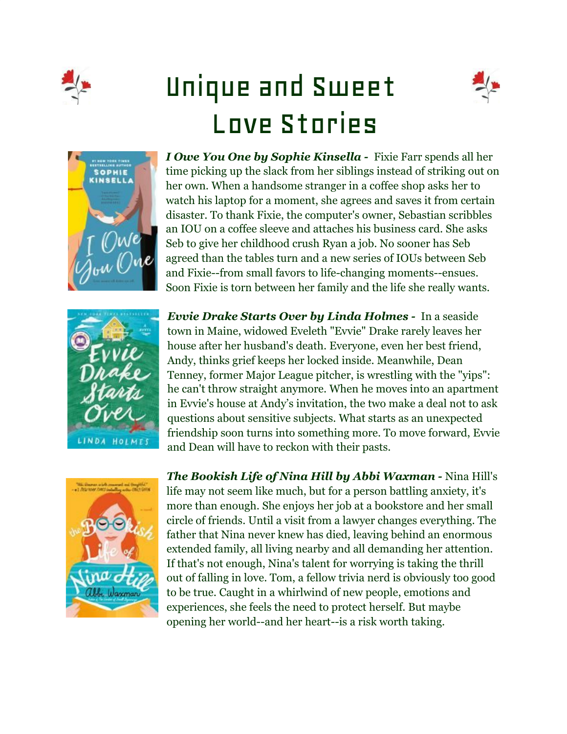# Unique and Sweet Love Stories

***I Owe You One by Sophie Kinsella -*** Fixie Farr spends all her time picking up the slack from her siblings instead of striking out on her own. When a handsome stranger in a coffee shop asks her to watch his laptop for a moment, she agrees and saves it from certain disaster. To thank Fixie, the computer's owner, Sebastian scribbles an IOU on a coffee sleeve and attaches his business card. She asks Seb to give her childhood crush Ryan a job. No sooner has Seb agreed than the tables turn and a new series of IOUs between Seb and Fixie--from small favors to life-changing moments--ensues. Soon Fixie is torn between her family and the life she really wants.

***Evvie Drake Starts Over by Linda Holmes -*** In a seaside town in Maine, widowed Eveleth "Evvie" Drake rarely leaves her house after her husband's death. Everyone, even her best friend, Andy, thinks grief keeps her locked inside. Meanwhile, Dean Tenney, former Major League pitcher, is wrestling with the "yips": he can't throw straight anymore. When he moves into an apartment in Evvie's house at Andy's invitation, the two make a deal not to ask questions about sensitive subjects. What starts as an unexpected friendship soon turns into something more. To move forward, Evvie and Dean will have to reckon with their pasts.

***The Bookish Life of Nina Hill by Abbi Waxman -*** Nina Hill's life may not seem like much, but for a person battling anxiety, it's more than enough. She enjoys her job at a bookstore and her small circle of friends. Until a visit from a lawyer changes everything. The father that Nina never knew has died, leaving behind an enormous extended family, all living nearby and all demanding her attention. If that's not enough, Nina's talent for worrying is taking the thrill out of falling in love. Tom, a fellow trivia nerd is obviously too good to be true. Caught in a whirlwind of new people, emotions and experiences, she feels the need to protect herself. But maybe opening her world--and her heart--is a risk worth taking.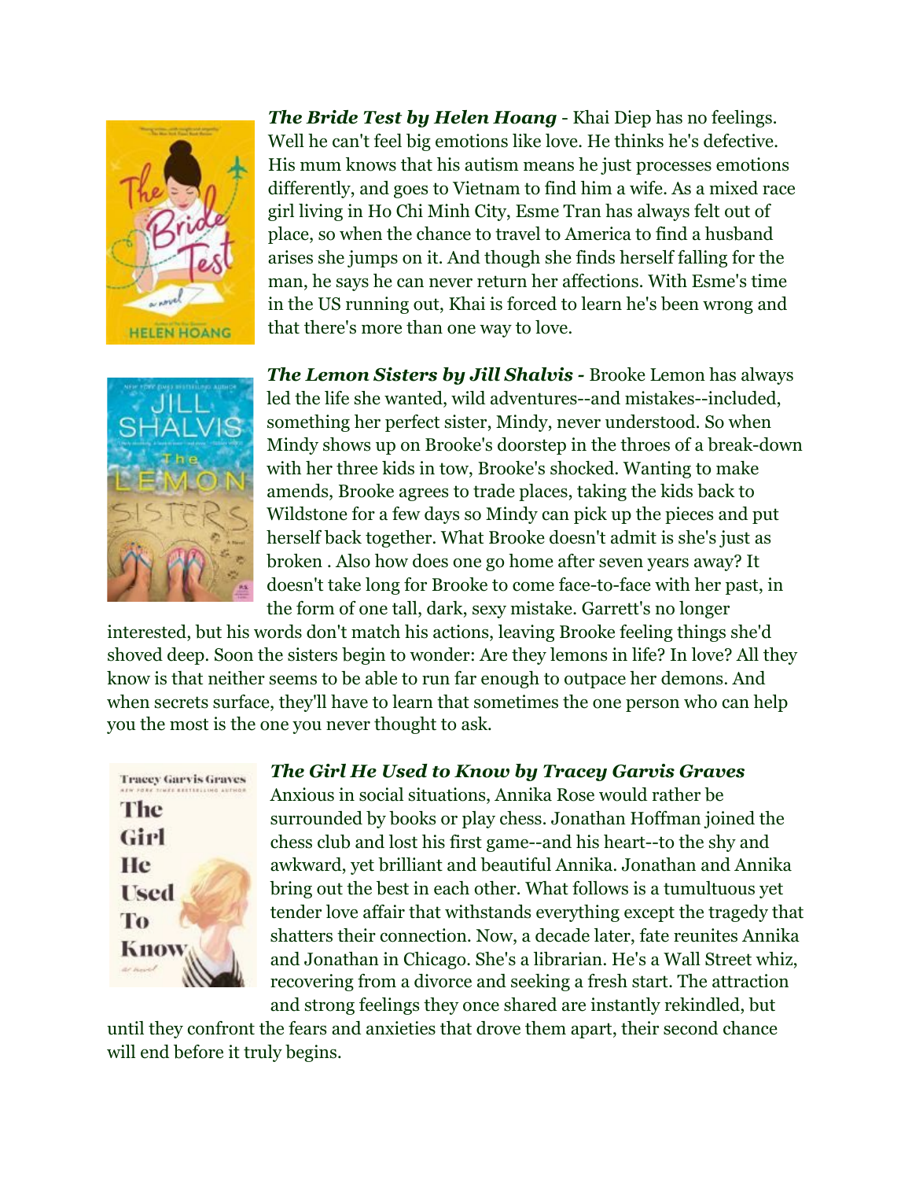***The Bride Test by Helen Hoang*** - Khai Diep has no feelings. Well he can't feel big emotions like love. He thinks he's defective. His mum knows that his autism means he just processes emotions differently, and goes to Vietnam to find him a wife. As a mixed race girl living in Ho Chi Minh City, Esme Tran has always felt out of place, so when the chance to travel to America to find a husband arises she jumps on it. And though she finds herself falling for the man, he says he can never return her affections. With Esme's time in the US running out, Khai is forced to learn he's been wrong and that there's more than one way to love.

***The Lemon Sisters by Jill Shalvis -*** Brooke Lemon has always led the life she wanted, wild adventures--and mistakes--included, something her perfect sister, Mindy, never understood. So when Mindy shows up on Brooke's doorstep in the throes of a break-down with her three kids in tow, Brooke's shocked. Wanting to make amends, Brooke agrees to trade places, taking the kids back to Wildstone for a few days so Mindy can pick up the pieces and put herself back together. What Brooke doesn't admit is she's just as broken . Also how does one go home after seven years away? It doesn't take long for Brooke to come face-to-face with her past, in the form of one tall, dark, sexy mistake. Garrett's no longer interested, but his words don't match his actions, leaving Brooke feeling things she'd shoved deep. Soon the sisters begin to wonder: Are they lemons in life? In love? All they know is that neither seems to be able to run far enough to outpace her demons. And when secrets surface, they'll have to learn that sometimes the one person who can help you the most is the one you never thought to ask.

***The Girl He Used to Know by Tracey Garvis Graves***
Anxious in social situations, Annika Rose would rather be surrounded by books or play chess. Jonathan Hoffman joined the chess club and lost his first game--and his heart--to the shy and awkward, yet brilliant and beautiful Annika. Jonathan and Annika bring out the best in each other. What follows is a tumultuous yet tender love affair that withstands everything except the tragedy that shatters their connection. Now, a decade later, fate reunites Annika and Jonathan in Chicago. She's a librarian. He's a Wall Street whiz, recovering from a divorce and seeking a fresh start. The attraction and strong feelings they once shared are instantly rekindled, but until they confront the fears and anxieties that drove them apart, their second chance will end before it truly begins.